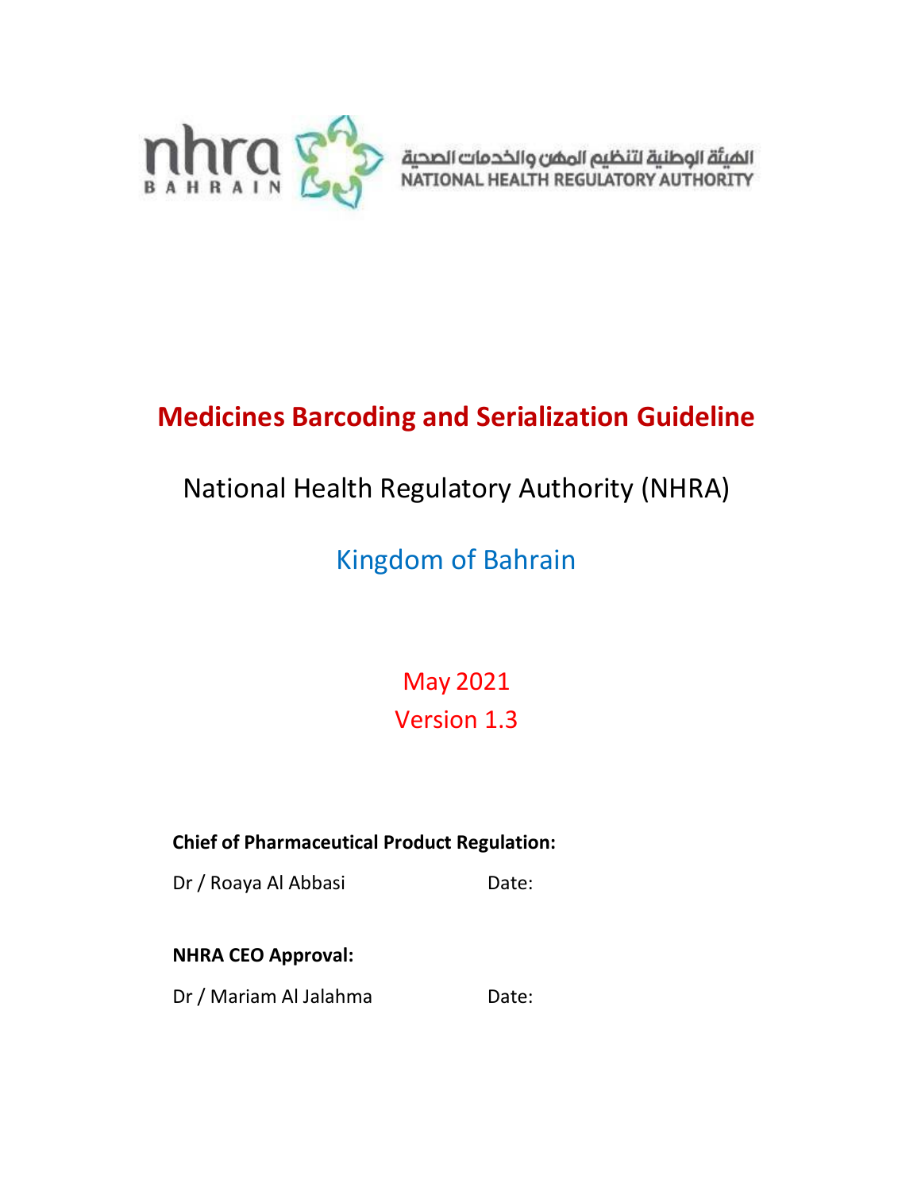nhra BAHRAIN

الهيئة الوطنية لتنظيم المهن والخدمات الصحية
NATIONAL HEALTH REGULATORY AUTHORITY

# Medicines Barcoding and Serialization Guideline

National Health Regulatory Authority (NHRA)

Kingdom of Bahrain

May 2021

Version 1.3

**Chief of Pharmaceutical Product Regulation:**

Dr / Roaya Al Abbasi Date:

**NHRA CEO Approval:**

Dr / Mariam Al Jalahma Date: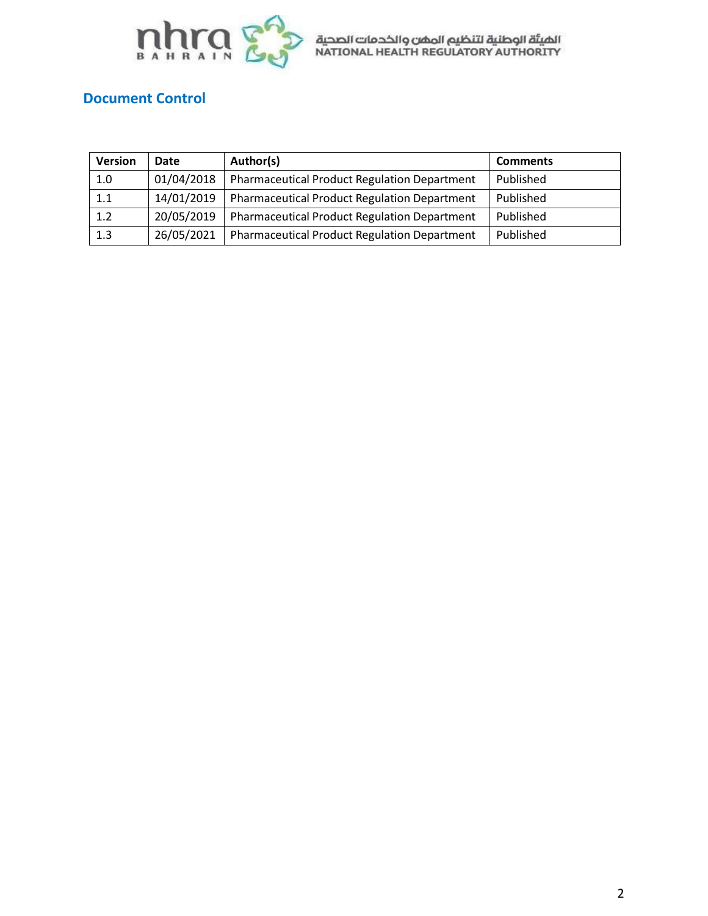## Document Control

| Version | Date | Author(s) | Comments |
|---|---|---|---|
| 1.0 | 01/04/2018 | Pharmaceutical Product Regulation Department | Published |
| 1.1 | 14/01/2019 | Pharmaceutical Product Regulation Department | Published |
| 1.2 | 20/05/2019 | Pharmaceutical Product Regulation Department | Published |
| 1.3 | 26/05/2021 | Pharmaceutical Product Regulation Department | Published |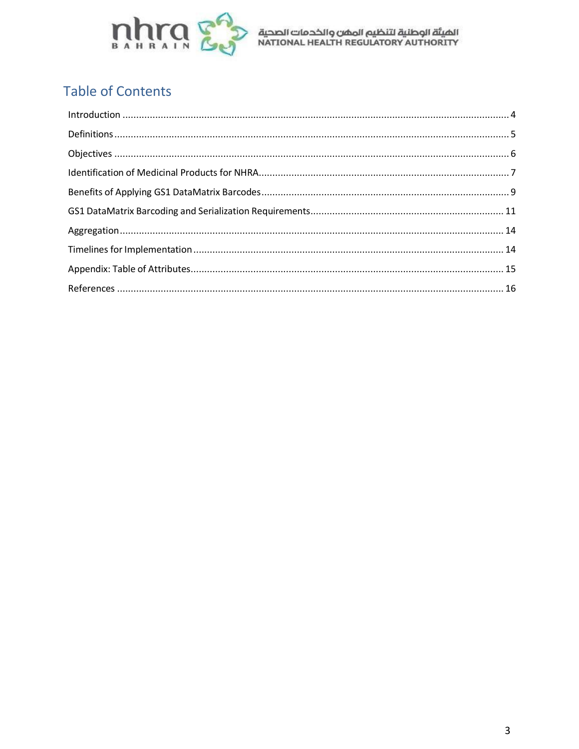# Table of Contents

Introduction ........................................................................................................................................ 4

Definitions .......................................................................................................................................... 5

Objectives ........................................................................................................................................... 6

Identification of Medicinal Products for NHRA ..................................................................................... 7

Benefits of Applying GS1 DataMatrix Barcodes ..................................................................................... 9

GS1 DataMatrix Barcoding and Serialization Requirements ................................................................ 11

Aggregation ....................................................................................................................................... 14

Timelines for Implementation ............................................................................................................. 14

Appendix: Table of Attributes .............................................................................................................. 15

References ......................................................................................................................................... 16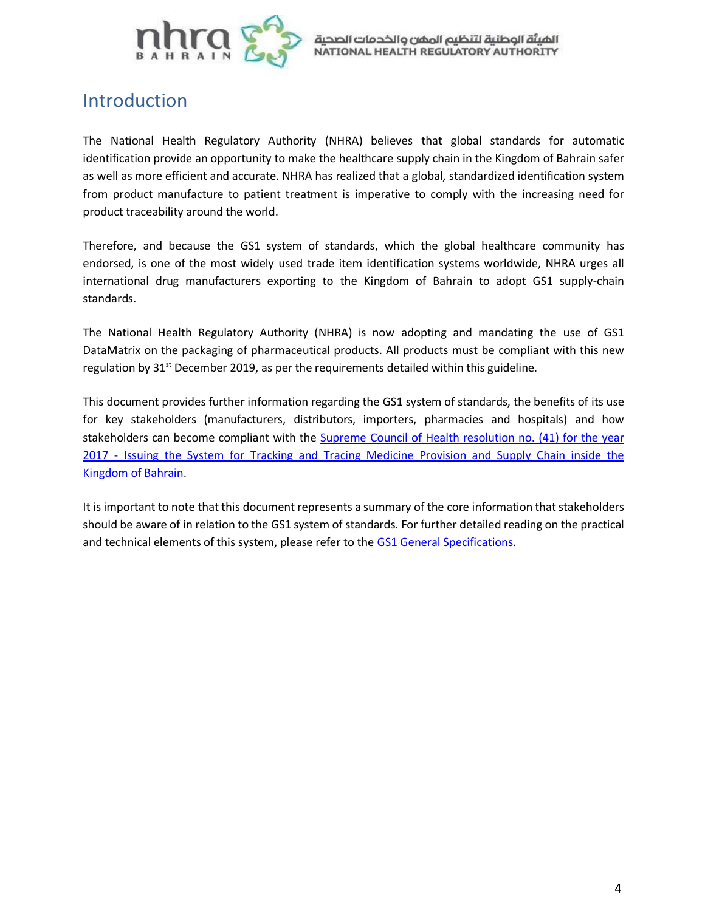# Introduction

The National Health Regulatory Authority (NHRA) believes that global standards for automatic identification provide an opportunity to make the healthcare supply chain in the Kingdom of Bahrain safer as well as more efficient and accurate. NHRA has realized that a global, standardized identification system from product manufacture to patient treatment is imperative to comply with the increasing need for product traceability around the world.

Therefore, and because the GS1 system of standards, which the global healthcare community has endorsed, is one of the most widely used trade item identification systems worldwide, NHRA urges all international drug manufacturers exporting to the Kingdom of Bahrain to adopt GS1 supply-chain standards.

The National Health Regulatory Authority (NHRA) is now adopting and mandating the use of GS1 DataMatrix on the packaging of pharmaceutical products. All products must be compliant with this new regulation by 31st December 2019, as per the requirements detailed within this guideline.

This document provides further information regarding the GS1 system of standards, the benefits of its use for key stakeholders (manufacturers, distributors, importers, pharmacies and hospitals) and how stakeholders can become compliant with the Supreme Council of Health resolution no. (41) for the year 2017 - Issuing the System for Tracking and Tracing Medicine Provision and Supply Chain inside the Kingdom of Bahrain.

It is important to note that this document represents a summary of the core information that stakeholders should be aware of in relation to the GS1 system of standards. For further detailed reading on the practical and technical elements of this system, please refer to the GS1 General Specifications.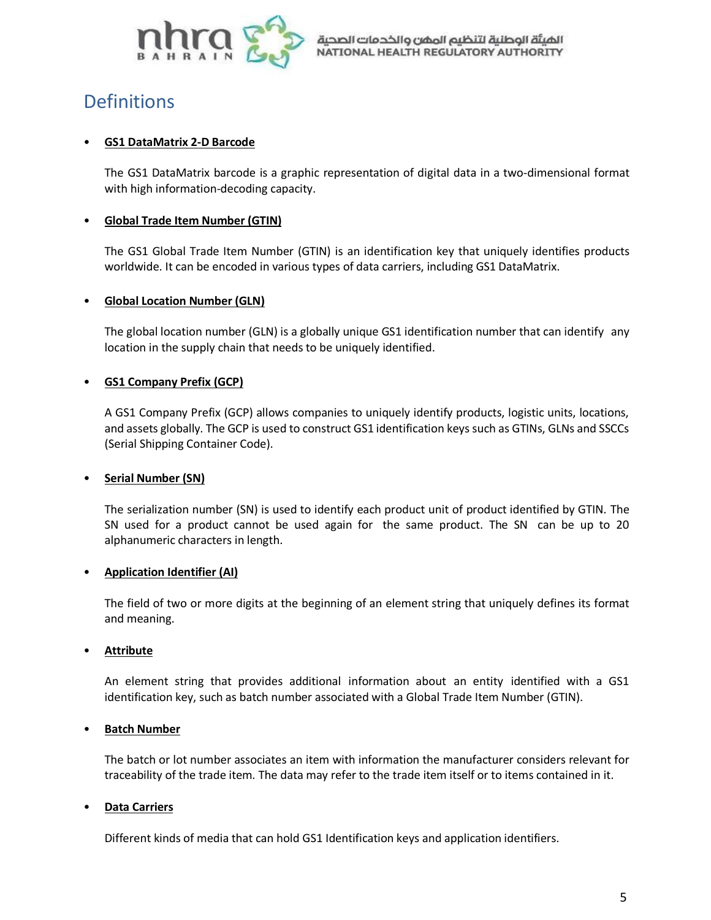# Definitions

- **GS1 DataMatrix 2-D Barcode**

  The GS1 DataMatrix barcode is a graphic representation of digital data in a two-dimensional format with high information-decoding capacity.

- **Global Trade Item Number (GTIN)**

  The GS1 Global Trade Item Number (GTIN) is an identification key that uniquely identifies products worldwide. It can be encoded in various types of data carriers, including GS1 DataMatrix.

- **Global Location Number (GLN)**

  The global location number (GLN) is a globally unique GS1 identification number that can identify any location in the supply chain that needs to be uniquely identified.

- **GS1 Company Prefix (GCP)**

  A GS1 Company Prefix (GCP) allows companies to uniquely identify products, logistic units, locations, and assets globally. The GCP is used to construct GS1 identification keys such as GTINs, GLNs and SSCCs (Serial Shipping Container Code).

- **Serial Number (SN)**

  The serialization number (SN) is used to identify each product unit of product identified by GTIN. The SN used for a product cannot be used again for the same product. The SN can be up to 20 alphanumeric characters in length.

- **Application Identifier (AI)**

  The field of two or more digits at the beginning of an element string that uniquely defines its format and meaning.

- **Attribute**

  An element string that provides additional information about an entity identified with a GS1 identification key, such as batch number associated with a Global Trade Item Number (GTIN).

- **Batch Number**

  The batch or lot number associates an item with information the manufacturer considers relevant for traceability of the trade item. The data may refer to the trade item itself or to items contained in it.

- **Data Carriers**

  Different kinds of media that can hold GS1 Identification keys and application identifiers.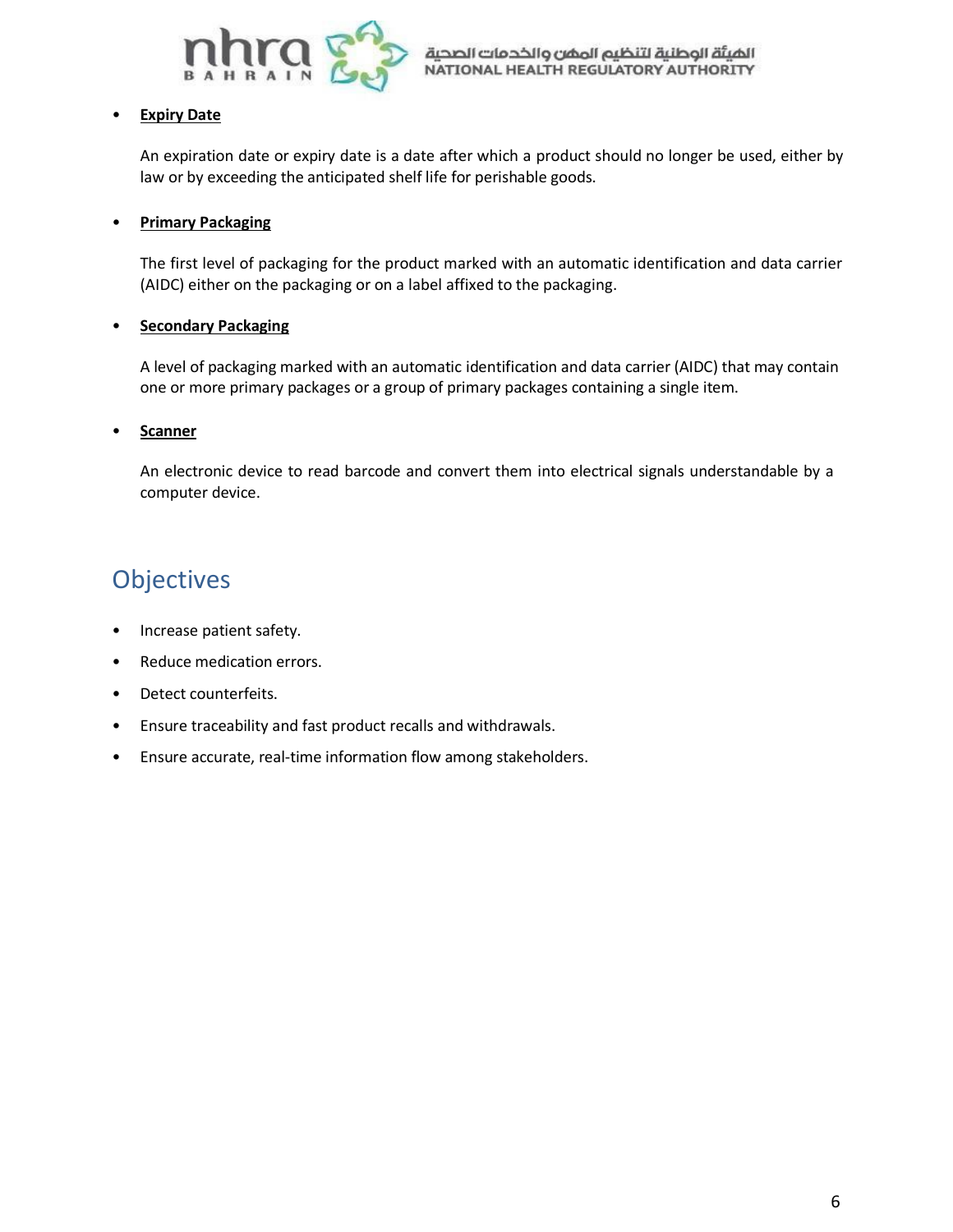- **Expiry Date**

  An expiration date or expiry date is a date after which a product should no longer be used, either by law or by exceeding the anticipated shelf life for perishable goods.

- **Primary Packaging**

  The first level of packaging for the product marked with an automatic identification and data carrier (AIDC) either on the packaging or on a label affixed to the packaging.

- **Secondary Packaging**

  A level of packaging marked with an automatic identification and data carrier (AIDC) that may contain one or more primary packages or a group of primary packages containing a single item.

- **Scanner**

  An electronic device to read barcode and convert them into electrical signals understandable by a computer device.

## Objectives

- Increase patient safety.
- Reduce medication errors.
- Detect counterfeits.
- Ensure traceability and fast product recalls and withdrawals.
- Ensure accurate, real-time information flow among stakeholders.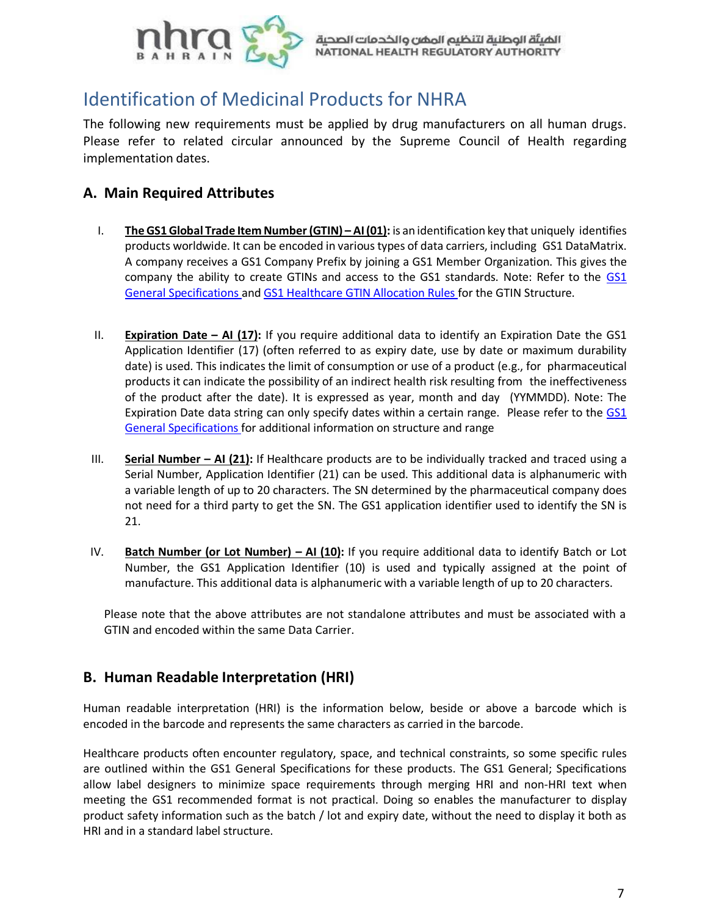# Identification of Medicinal Products for NHRA

The following new requirements must be applied by drug manufacturers on all human drugs. Please refer to related circular announced by the Supreme Council of Health regarding implementation dates.

## A. Main Required Attributes

I. **The GS1 Global Trade Item Number (GTIN) – AI (01):** is an identification key that uniquely identifies products worldwide. It can be encoded in various types of data carriers, including GS1 DataMatrix. A company receives a GS1 Company Prefix by joining a GS1 Member Organization. This gives the company the ability to create GTINs and access to the GS1 standards. Note: Refer to the GS1 General Specifications and GS1 Healthcare GTIN Allocation Rules for the GTIN Structure.

II. **Expiration Date – AI (17):** If you require additional data to identify an Expiration Date the GS1 Application Identifier (17) (often referred to as expiry date, use by date or maximum durability date) is used. This indicates the limit of consumption or use of a product (e.g., for pharmaceutical products it can indicate the possibility of an indirect health risk resulting from the ineffectiveness of the product after the date). It is expressed as year, month and day (YYMMDD). Note: The Expiration Date data string can only specify dates within a certain range. Please refer to the GS1 General Specifications for additional information on structure and range

III. **Serial Number – AI (21):** If Healthcare products are to be individually tracked and traced using a Serial Number, Application Identifier (21) can be used. This additional data is alphanumeric with a variable length of up to 20 characters. The SN determined by the pharmaceutical company does not need for a third party to get the SN. The GS1 application identifier used to identify the SN is 21.

IV. **Batch Number (or Lot Number) – AI (10):** If you require additional data to identify Batch or Lot Number, the GS1 Application Identifier (10) is used and typically assigned at the point of manufacture. This additional data is alphanumeric with a variable length of up to 20 characters.

Please note that the above attributes are not standalone attributes and must be associated with a GTIN and encoded within the same Data Carrier.

## B. Human Readable Interpretation (HRI)

Human readable interpretation (HRI) is the information below, beside or above a barcode which is encoded in the barcode and represents the same characters as carried in the barcode.

Healthcare products often encounter regulatory, space, and technical constraints, so some specific rules are outlined within the GS1 General Specifications for these products. The GS1 General; Specifications allow label designers to minimize space requirements through merging HRI and non-HRI text when meeting the GS1 recommended format is not practical. Doing so enables the manufacturer to display product safety information such as the batch / lot and expiry date, without the need to display it both as HRI and in a standard label structure.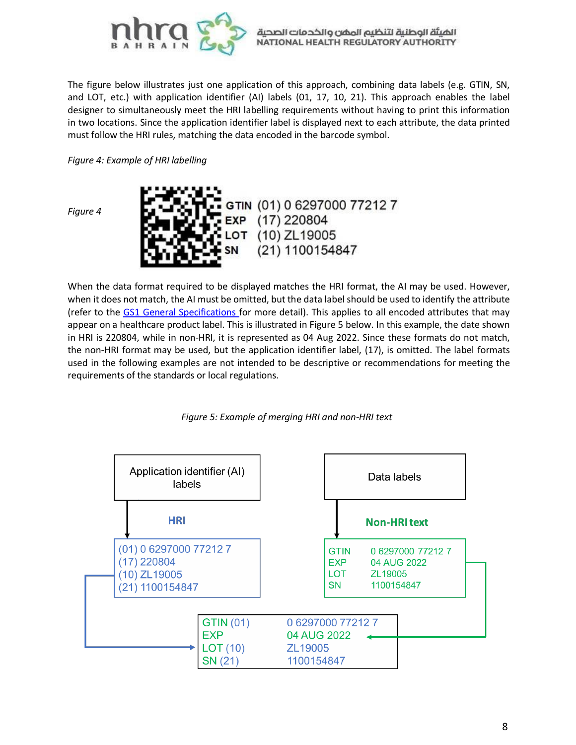The figure below illustrates just one application of this approach, combining data labels (e.g. GTIN, SN, and LOT, etc.) with application identifier (AI) labels (01, 17, 10, 21). This approach enables the label designer to simultaneously meet the HRI labelling requirements without having to print this information in two locations. Since the application identifier label is displayed next to each attribute, the data printed must follow the HRI rules, matching the data encoded in the barcode symbol.

*Figure 4: Example of HRI labelling*

*Figure 4*

GTIN (01) 0 6297000 77212 7
EXP (17) 220804
LOT (10) ZL19005
SN (21) 1100154847

When the data format required to be displayed matches the HRI format, the AI may be used. However, when it does not match, the AI must be omitted, but the data label should be used to identify the attribute (refer to the GS1 General Specifications for more detail). This applies to all encoded attributes that may appear on a healthcare product label. This is illustrated in Figure 5 below. In this example, the date shown in HRI is 220804, while in non-HRI, it is represented as 04 Aug 2022. Since these formats do not match, the non-HRI format may be used, but the application identifier label, (17), is omitted. The label formats used in the following examples are not intended to be descriptive or recommendations for meeting the requirements of the standards or local regulations.

*Figure 5: Example of merging HRI and non-HRI text*

Application identifier (AI) labels → **HRI**

(01) 0 6297000 77212 7
(17) 220804
(10) ZL19005
(21) 1100154847

Data labels → **Non-HRI text**

| | |
|---|---|
| GTIN | 0 6297000 77212 7 |
| EXP | 04 AUG 2022 |
| LOT | ZL19005 |
| SN | 1100154847 |

Merged:

| | |
|---|---|
| GTIN (01) | 0 6297000 77212 7 |
| EXP | 04 AUG 2022 |
| LOT (10) | ZL19005 |
| SN (21) | 1100154847 |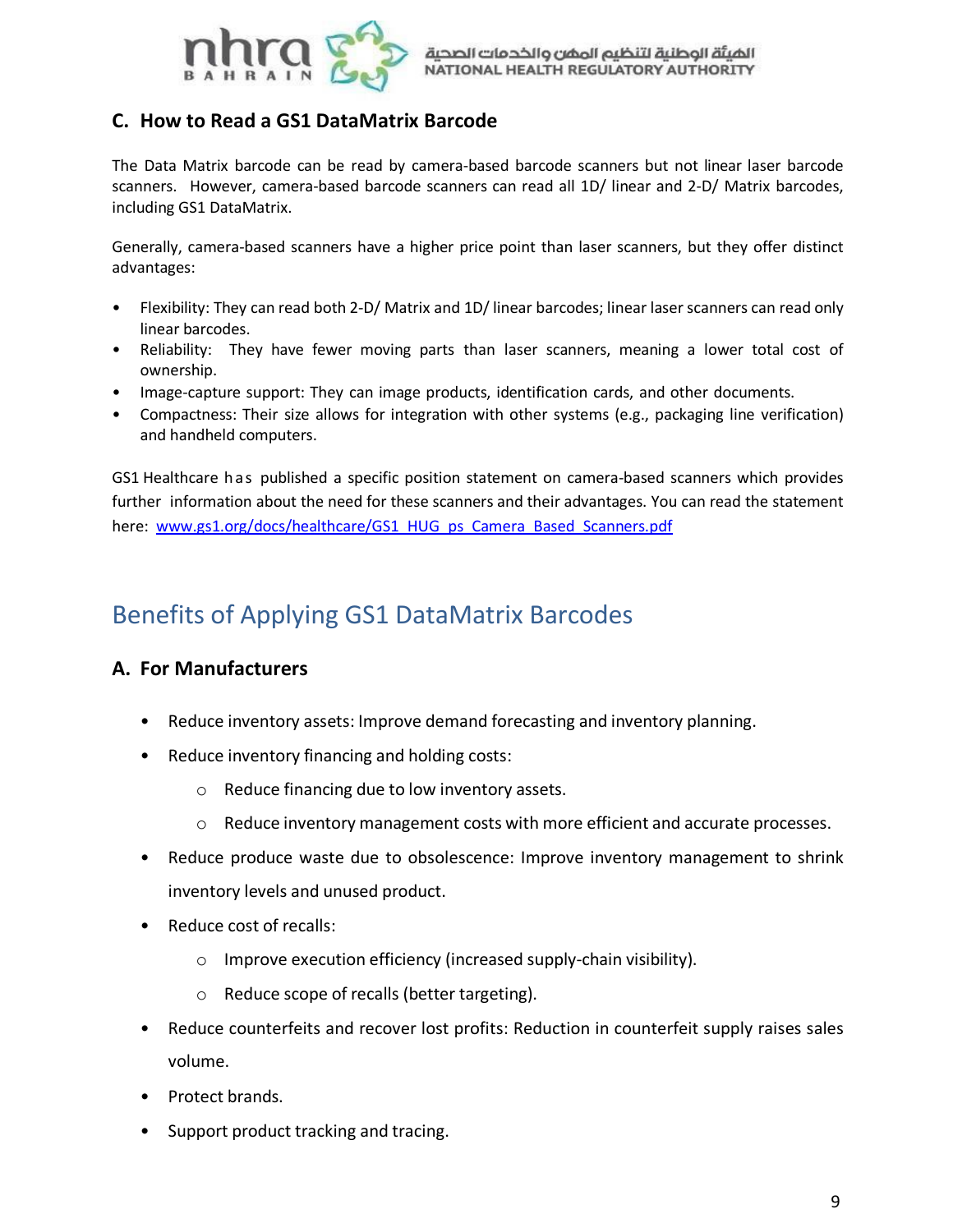### C. How to Read a GS1 DataMatrix Barcode

The Data Matrix barcode can be read by camera-based barcode scanners but not linear laser barcode scanners. However, camera-based barcode scanners can read all 1D/ linear and 2-D/ Matrix barcodes, including GS1 DataMatrix.

Generally, camera-based scanners have a higher price point than laser scanners, but they offer distinct advantages:

- Flexibility: They can read both 2-D/ Matrix and 1D/ linear barcodes; linear laser scanners can read only linear barcodes.
- Reliability: They have fewer moving parts than laser scanners, meaning a lower total cost of ownership.
- Image-capture support: They can image products, identification cards, and other documents.
- Compactness: Their size allows for integration with other systems (e.g., packaging line verification) and handheld computers.

GS1 Healthcare has published a specific position statement on camera-based scanners which provides further information about the need for these scanners and their advantages. You can read the statement here: www.gs1.org/docs/healthcare/GS1_HUG_ps_Camera_Based_Scanners.pdf

## Benefits of Applying GS1 DataMatrix Barcodes

### A. For Manufacturers

- Reduce inventory assets: Improve demand forecasting and inventory planning.
- Reduce inventory financing and holding costs:
  - Reduce financing due to low inventory assets.
  - Reduce inventory management costs with more efficient and accurate processes.
- Reduce produce waste due to obsolescence: Improve inventory management to shrink inventory levels and unused product.
- Reduce cost of recalls:
  - Improve execution efficiency (increased supply-chain visibility).
  - Reduce scope of recalls (better targeting).
- Reduce counterfeits and recover lost profits: Reduction in counterfeit supply raises sales volume.
- Protect brands.
- Support product tracking and tracing.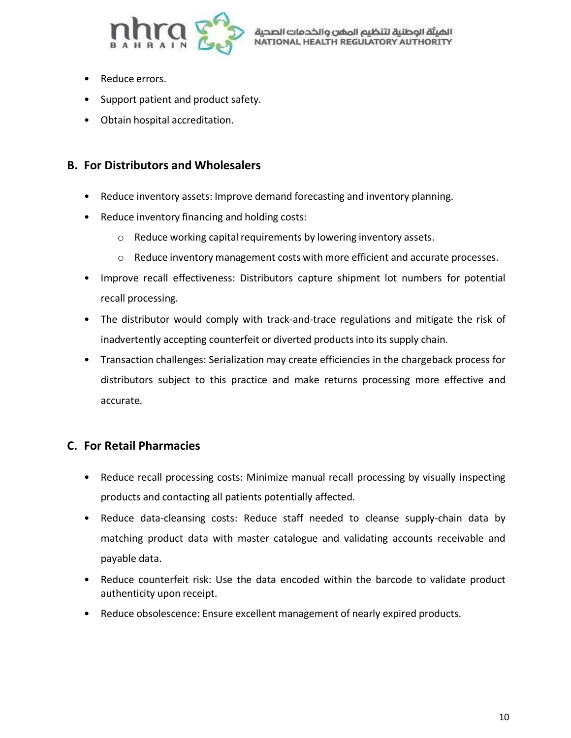- Reduce errors.
- Support patient and product safety.
- Obtain hospital accreditation.

## B. For Distributors and Wholesalers

- Reduce inventory assets: Improve demand forecasting and inventory planning.
- Reduce inventory financing and holding costs:
  - Reduce working capital requirements by lowering inventory assets.
  - Reduce inventory management costs with more efficient and accurate processes.
- Improve recall effectiveness: Distributors capture shipment lot numbers for potential recall processing.
- The distributor would comply with track-and-trace regulations and mitigate the risk of inadvertently accepting counterfeit or diverted products into its supply chain.
- Transaction challenges: Serialization may create efficiencies in the chargeback process for distributors subject to this practice and make returns processing more effective and accurate.

## C. For Retail Pharmacies

- Reduce recall processing costs: Minimize manual recall processing by visually inspecting products and contacting all patients potentially affected.
- Reduce data-cleansing costs: Reduce staff needed to cleanse supply-chain data by matching product data with master catalogue and validating accounts receivable and payable data.
- Reduce counterfeit risk: Use the data encoded within the barcode to validate product authenticity upon receipt.
- Reduce obsolescence: Ensure excellent management of nearly expired products.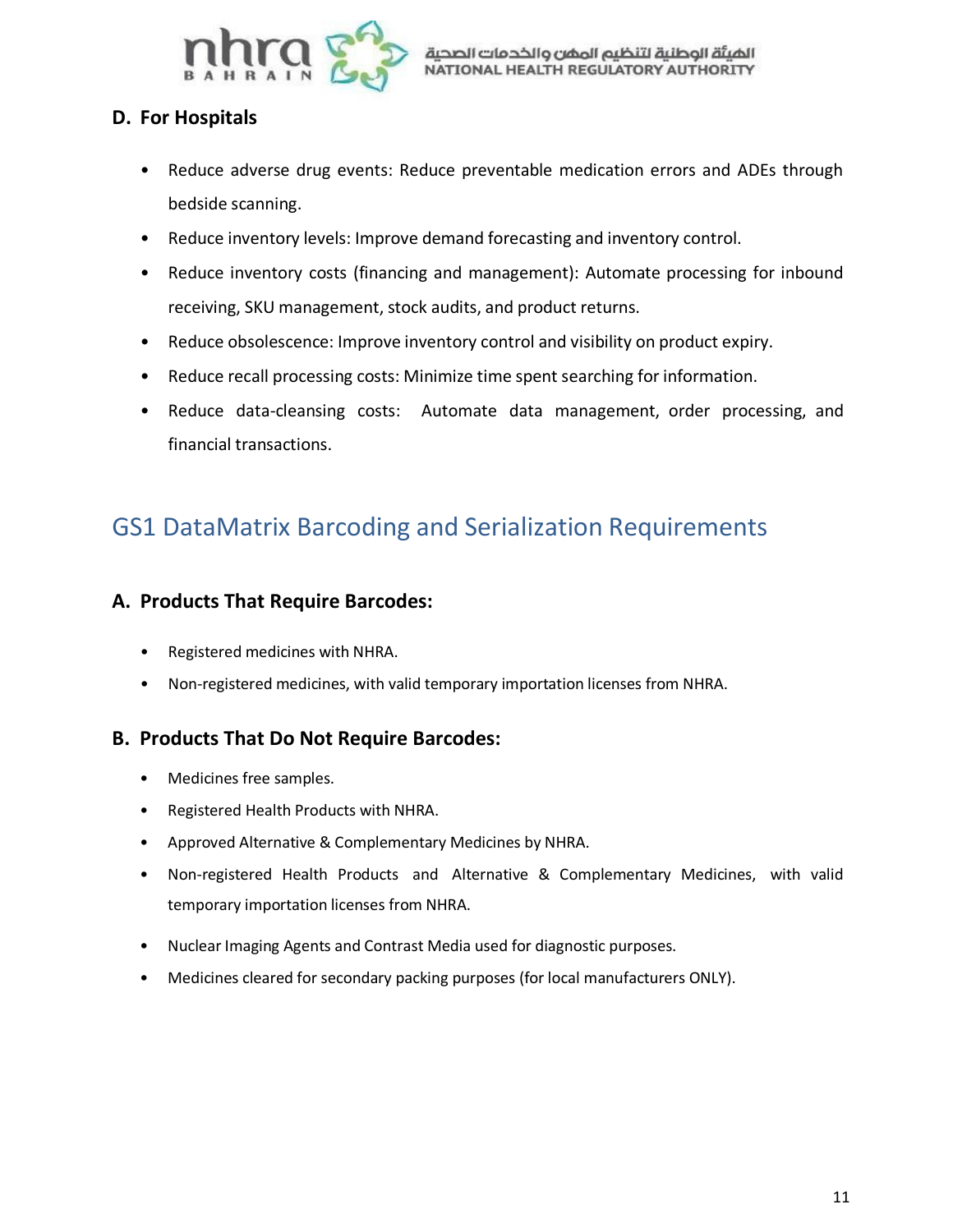### D. For Hospitals

- Reduce adverse drug events: Reduce preventable medication errors and ADEs through bedside scanning.
- Reduce inventory levels: Improve demand forecasting and inventory control.
- Reduce inventory costs (financing and management): Automate processing for inbound receiving, SKU management, stock audits, and product returns.
- Reduce obsolescence: Improve inventory control and visibility on product expiry.
- Reduce recall processing costs: Minimize time spent searching for information.
- Reduce data-cleansing costs: Automate data management, order processing, and financial transactions.

## GS1 DataMatrix Barcoding and Serialization Requirements

### A. Products That Require Barcodes:

- Registered medicines with NHRA.
- Non-registered medicines, with valid temporary importation licenses from NHRA.

### B. Products That Do Not Require Barcodes:

- Medicines free samples.
- Registered Health Products with NHRA.
- Approved Alternative & Complementary Medicines by NHRA.
- Non-registered Health Products and Alternative & Complementary Medicines, with valid temporary importation licenses from NHRA.
- Nuclear Imaging Agents and Contrast Media used for diagnostic purposes.
- Medicines cleared for secondary packing purposes (for local manufacturers ONLY).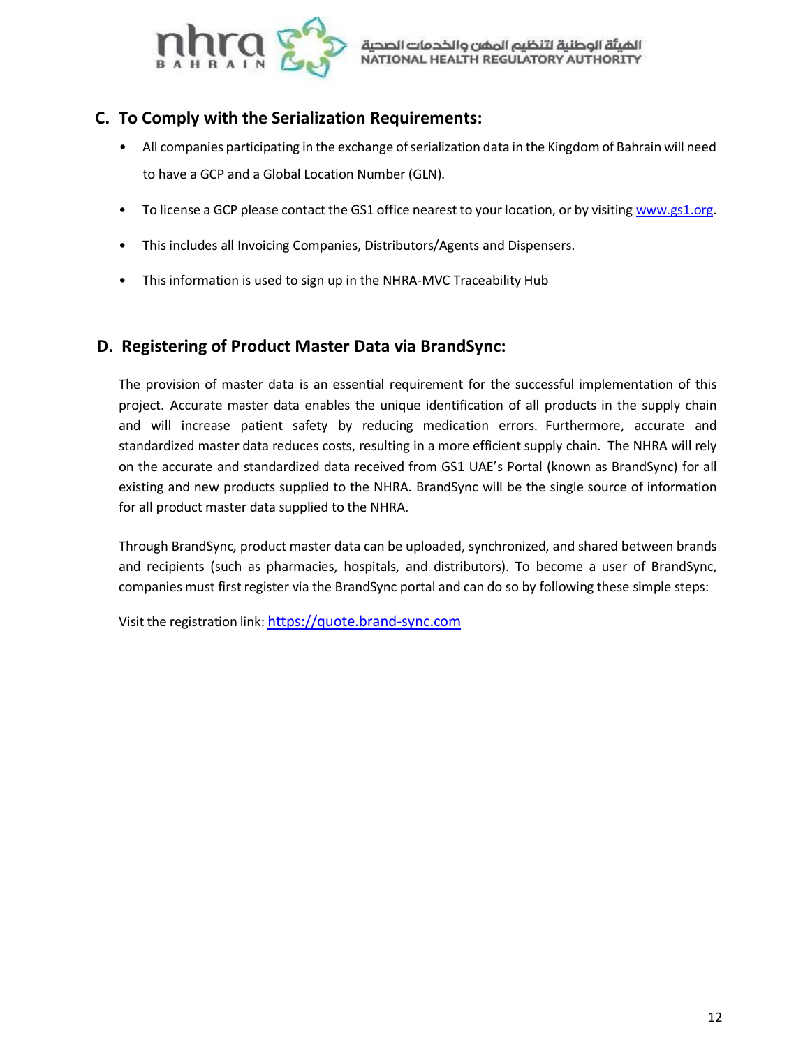## C. To Comply with the Serialization Requirements:

- All companies participating in the exchange of serialization data in the Kingdom of Bahrain will need to have a GCP and a Global Location Number (GLN).
- To license a GCP please contact the GS1 office nearest to your location, or by visiting www.gs1.org.
- This includes all Invoicing Companies, Distributors/Agents and Dispensers.
- This information is used to sign up in the NHRA-MVC Traceability Hub

## D. Registering of Product Master Data via BrandSync:

The provision of master data is an essential requirement for the successful implementation of this project. Accurate master data enables the unique identification of all products in the supply chain and will increase patient safety by reducing medication errors. Furthermore, accurate and standardized master data reduces costs, resulting in a more efficient supply chain. The NHRA will rely on the accurate and standardized data received from GS1 UAE's Portal (known as BrandSync) for all existing and new products supplied to the NHRA. BrandSync will be the single source of information for all product master data supplied to the NHRA.

Through BrandSync, product master data can be uploaded, synchronized, and shared between brands and recipients (such as pharmacies, hospitals, and distributors). To become a user of BrandSync, companies must first register via the BrandSync portal and can do so by following these simple steps:

Visit the registration link: https://quote.brand-sync.com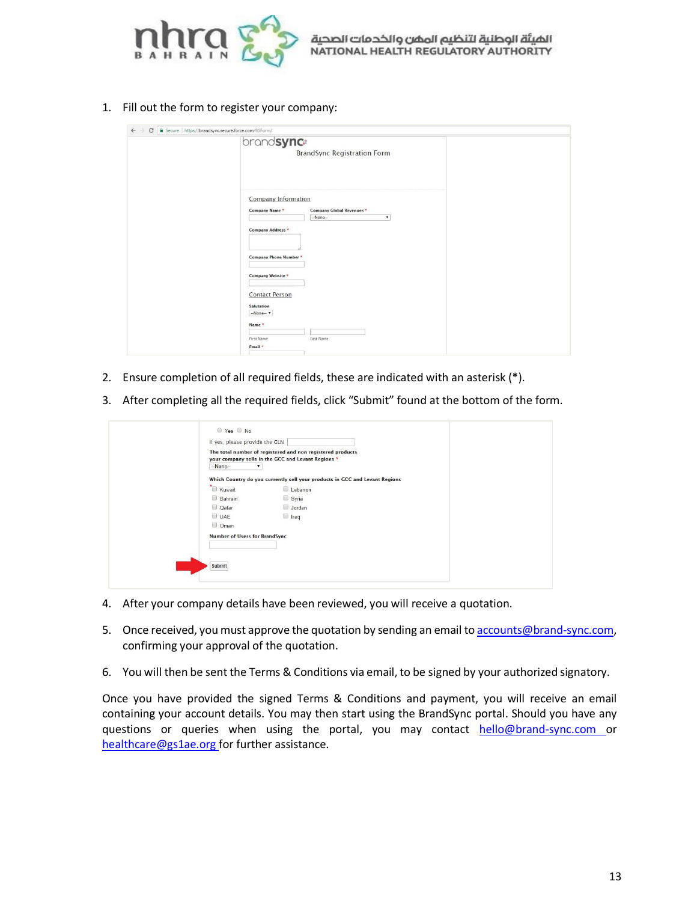1. Fill out the form to register your company:

2. Ensure completion of all required fields, these are indicated with an asterisk (*).

3. After completing all the required fields, click "Submit" found at the bottom of the form.

4. After your company details have been reviewed, you will receive a quotation.

5. Once received, you must approve the quotation by sending an email to accounts@brand-sync.com, confirming your approval of the quotation.

6. You will then be sent the Terms & Conditions via email, to be signed by your authorized signatory.

Once you have provided the signed Terms & Conditions and payment, you will receive an email containing your account details. You may then start using the BrandSync portal. Should you have any questions or queries when using the portal, you may contact hello@brand-sync.com or healthcare@gs1ae.org for further assistance.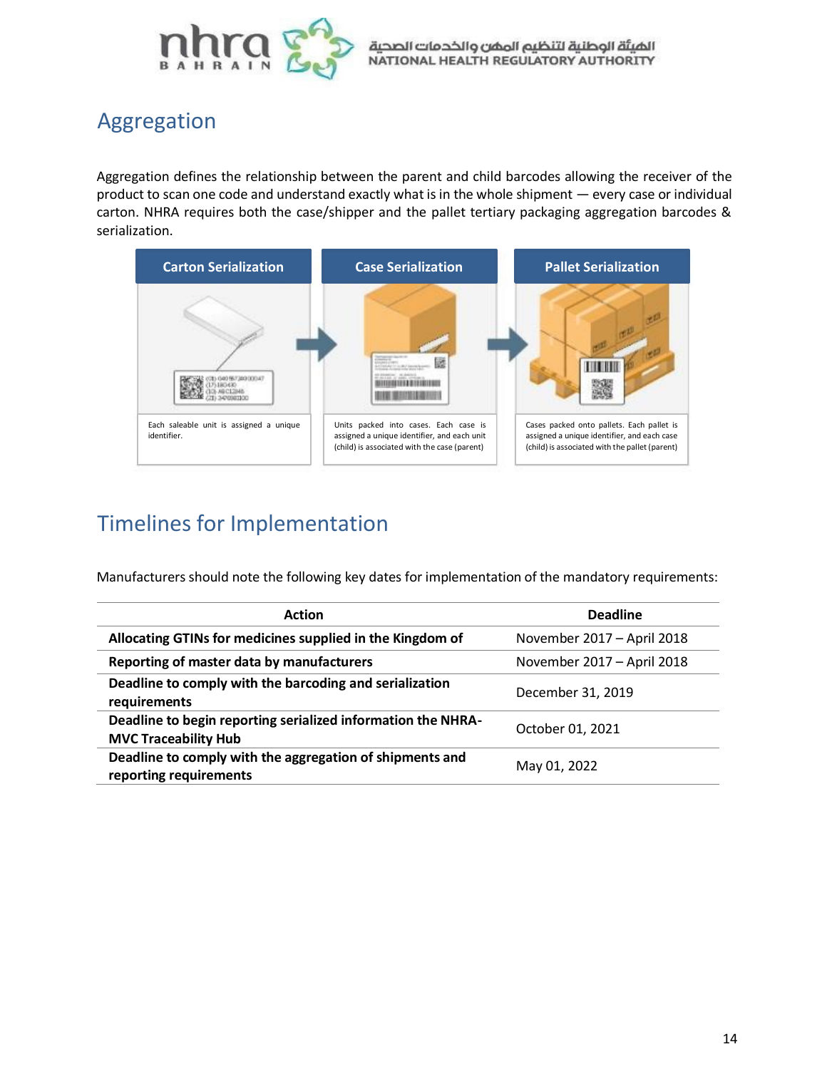## Aggregation

Aggregation defines the relationship between the parent and child barcodes allowing the receiver of the product to scan one code and understand exactly what is in the whole shipment — every case or individual carton. NHRA requires both the case/shipper and the pallet tertiary packaging aggregation barcodes & serialization.

| Carton Serialization | Case Serialization | Pallet Serialization |
|---|---|---|
| Each saleable unit is assigned a unique identifier. | Units packed into cases. Each case is assigned a unique identifier, and each unit (child) is associated with the case (parent) | Cases packed onto pallets. Each pallet is assigned a unique identifier, and each case (child) is associated with the pallet (parent) |

## Timelines for Implementation

Manufacturers should note the following key dates for implementation of the mandatory requirements:

| Action | Deadline |
|---|---|
| **Allocating GTINs for medicines supplied in the Kingdom of** | November 2017 – April 2018 |
| **Reporting of master data by manufacturers** | November 2017 – April 2018 |
| **Deadline to comply with the barcoding and serialization requirements** | December 31, 2019 |
| **Deadline to begin reporting serialized information the NHRA-MVC Traceability Hub** | October 01, 2021 |
| **Deadline to comply with the aggregation of shipments and reporting requirements** | May 01, 2022 |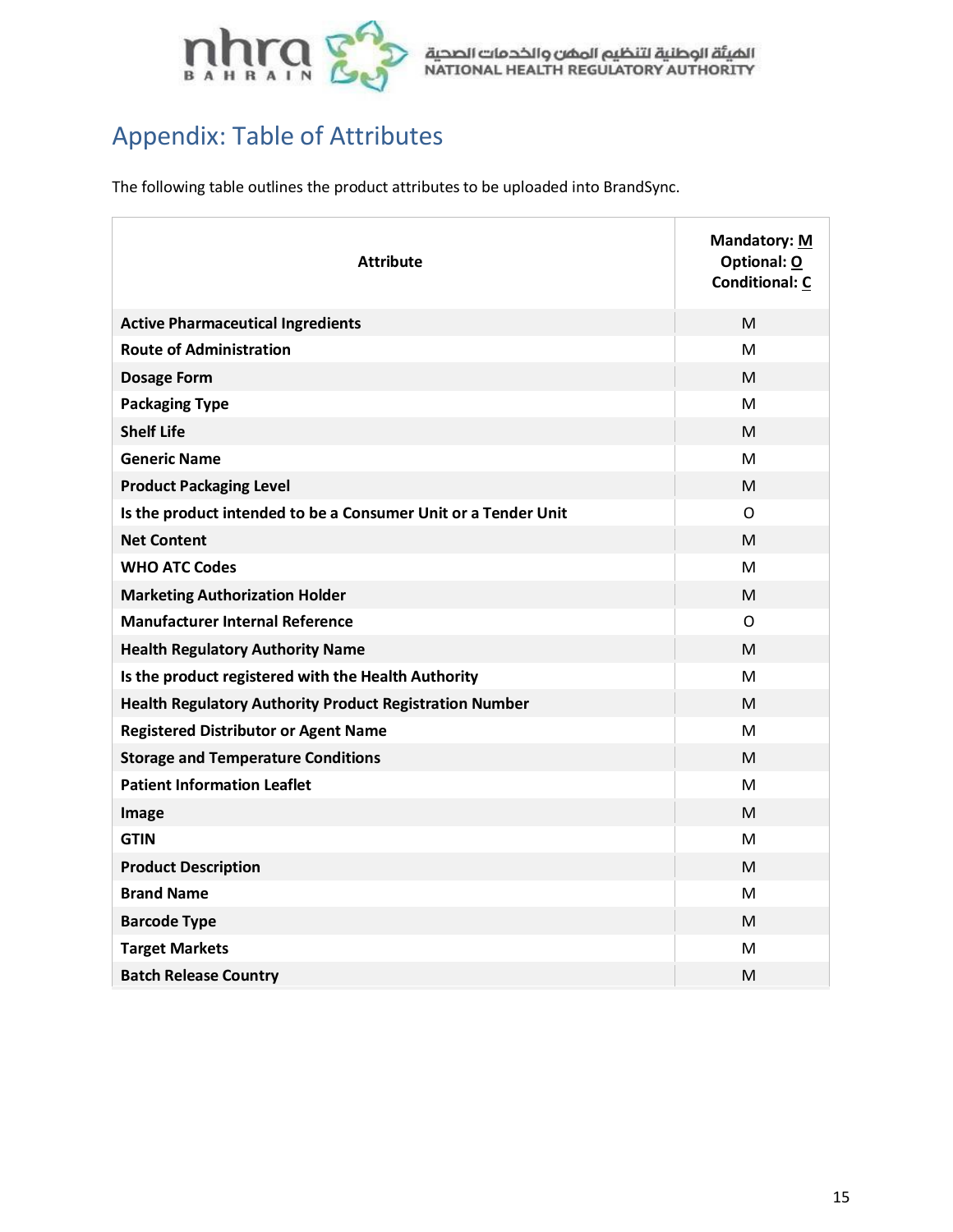## Appendix: Table of Attributes

The following table outlines the product attributes to be uploaded into BrandSync.

| Attribute | Mandatory: M<br>Optional: O<br>Conditional: C |
|---|---|
| **Active Pharmaceutical Ingredients** | M |
| **Route of Administration** | M |
| **Dosage Form** | M |
| **Packaging Type** | M |
| **Shelf Life** | M |
| **Generic Name** | M |
| **Product Packaging Level** | M |
| **Is the product intended to be a Consumer Unit or a Tender Unit** | O |
| **Net Content** | M |
| **WHO ATC Codes** | M |
| **Marketing Authorization Holder** | M |
| **Manufacturer Internal Reference** | O |
| **Health Regulatory Authority Name** | M |
| **Is the product registered with the Health Authority** | M |
| **Health Regulatory Authority Product Registration Number** | M |
| **Registered Distributor or Agent Name** | M |
| **Storage and Temperature Conditions** | M |
| **Patient Information Leaflet** | M |
| **Image** | M |
| **GTIN** | M |
| **Product Description** | M |
| **Brand Name** | M |
| **Barcode Type** | M |
| **Target Markets** | M |
| **Batch Release Country** | M |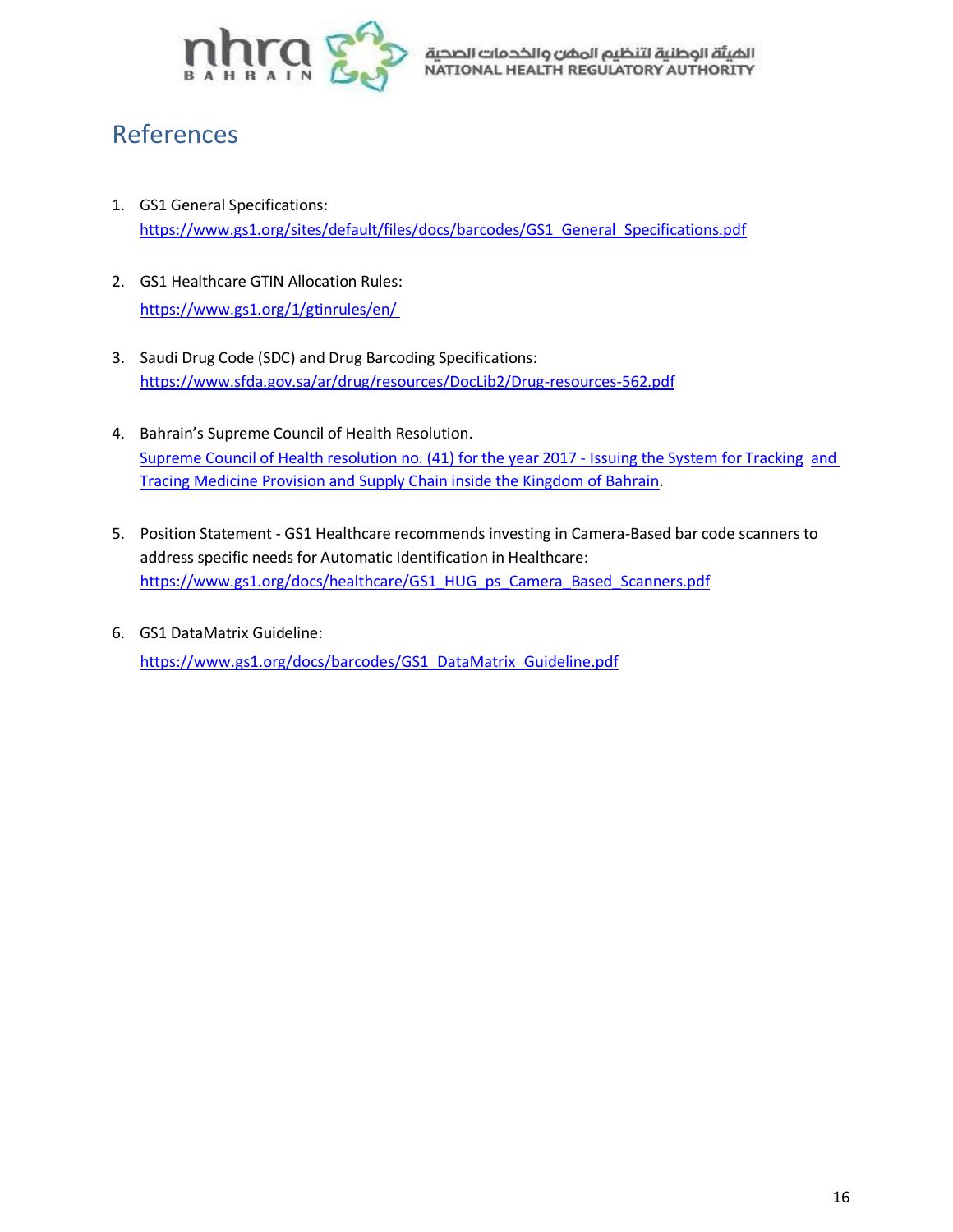## References

1. GS1 General Specifications:
   https://www.gs1.org/sites/default/files/docs/barcodes/GS1_General_Specifications.pdf

2. GS1 Healthcare GTIN Allocation Rules:
   https://www.gs1.org/1/gtinrules/en/

3. Saudi Drug Code (SDC) and Drug Barcoding Specifications:
   https://www.sfda.gov.sa/ar/drug/resources/DocLib2/Drug-resources-562.pdf

4. Bahrain's Supreme Council of Health Resolution.
   Supreme Council of Health resolution no. (41) for the year 2017 - Issuing the System for Tracking and Tracing Medicine Provision and Supply Chain inside the Kingdom of Bahrain.

5. Position Statement - GS1 Healthcare recommends investing in Camera-Based bar code scanners to address specific needs for Automatic Identification in Healthcare:
   https://www.gs1.org/docs/healthcare/GS1_HUG_ps_Camera_Based_Scanners.pdf

6. GS1 DataMatrix Guideline:
   https://www.gs1.org/docs/barcodes/GS1_DataMatrix_Guideline.pdf